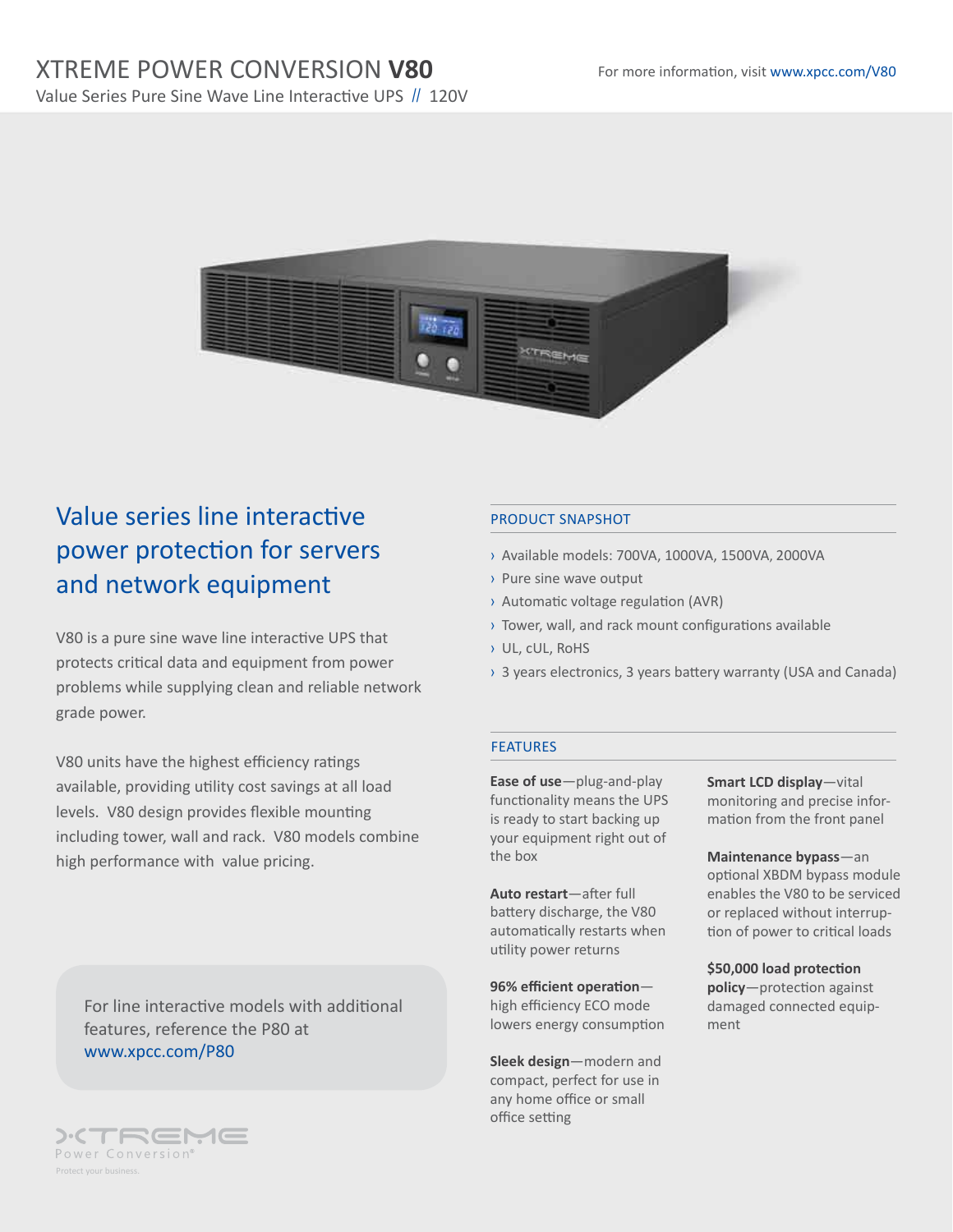# XTREME POWER CONVERSION **V80**

Value Series Pure Sine Wave Line Interactive UPS // 120V

For more information, visit www.xpcc.com/V80

## Value series line interactive power protection for servers and network equipment

V80 is a pure sine wave line interactive UPS that protects critical data and equipment from power problems while supplying clean and reliable network grade power.

V80 units have the highest efficiency ratings available, providing utility cost savings at all load levels. V80 design provides flexible mounting including tower, wall and rack. V80 models combine high performance with value pricing.

For line interactive models with additional features, reference the P80 at www.xpcc.com/P80

### PRODUCT SNAPSHOT

- Available models: 700VA, 1000VA, 1500VA, 2000VA
- Pure sine wave output
- Automatic voltage regulation (AVR)
- Tower, wall, and rack mount configurations available
- UL, cUL, RoHS
- 3 years electronics, 3 years battery warranty (USA and Canada)

### FEATURES

**Ease of use**—plug-and-play functionality means the UPS is ready to start backing up your equipment right out of the box

**Auto restart**—after full battery discharge, the V80 automatically restarts when utility power returns

**96% efficient operation**—high efficiency ECO mode lowers energy consumption

**Sleek design**—modern and compact, perfect for use in any home office or small office setting

**Smart LCD display**—vital monitoring and precise information from the front panel

**Maintenance bypass**—an optional XBDM bypass module enables the V80 to be serviced or replaced without interruption of power to critical loads

**$50,000 load protection policy**—protection against damaged connected equipment

XTREME Power Conversion®

Protect your business.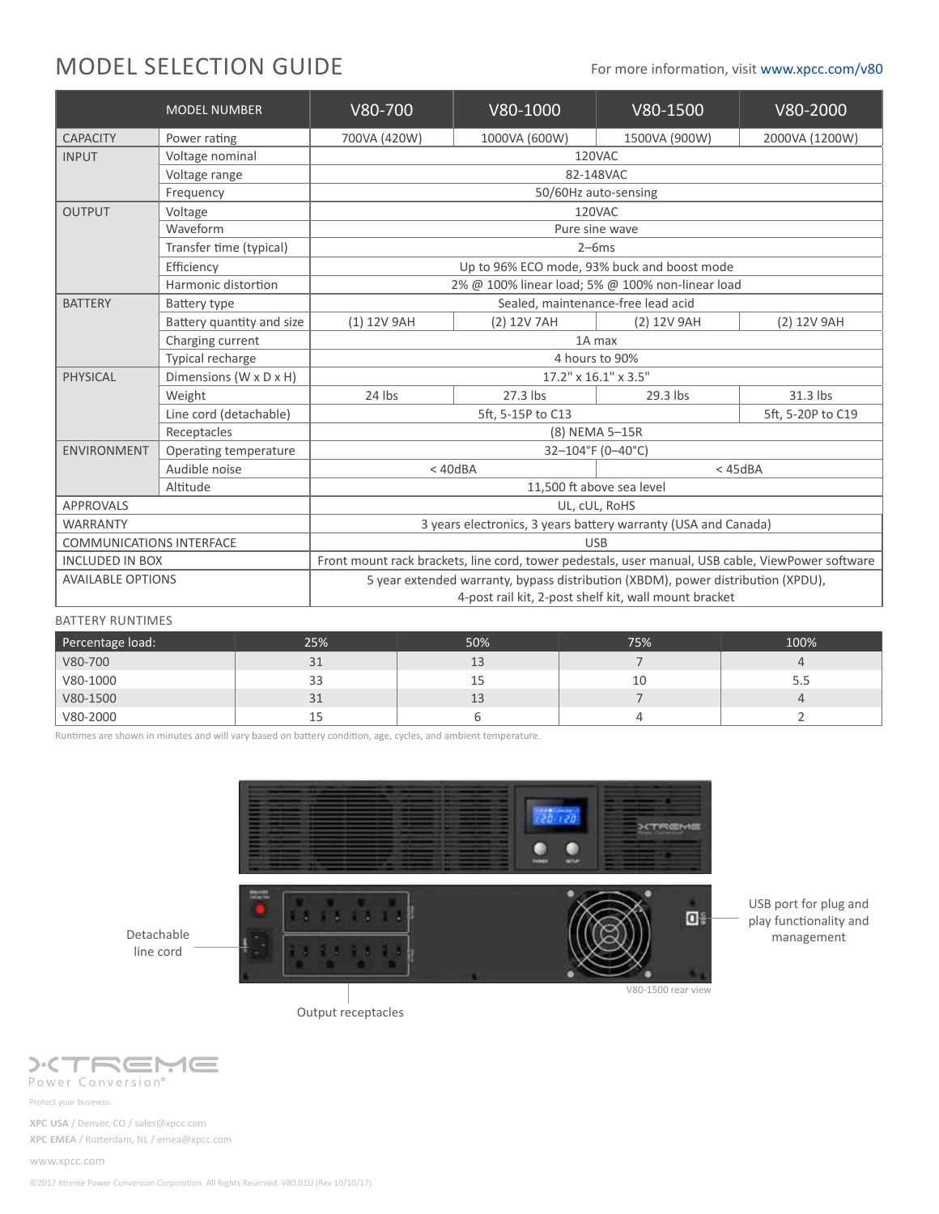# MODEL SELECTION GUIDE

For more information, visit www.xpcc.com/v80

| | MODEL NUMBER | V80-700 | V80-1000 | V80-1500 | V80-2000 |
|---|---|---|---|---|---|
| CAPACITY | Power rating | 700VA (420W) | 1000VA (600W) | 1500VA (900W) | 2000VA (1200W) |
| INPUT | Voltage nominal | 120VAC | | | |
| | Voltage range | 82-148VAC | | | |
| | Frequency | 50/60Hz auto-sensing | | | |
| OUTPUT | Voltage | 120VAC | | | |
| | Waveform | Pure sine wave | | | |
| | Transfer time (typical) | 2–6ms | | | |
| | Efficiency | Up to 96% ECO mode, 93% buck and boost mode | | | |
| | Harmonic distortion | 2% @ 100% linear load; 5% @ 100% non-linear load | | | |
| BATTERY | Battery type | Sealed, maintenance-free lead acid | | | |
| | Battery quantity and size | (1) 12V 9AH | (2) 12V 7AH | (2) 12V 9AH | (2) 12V 9AH |
| | Charging current | 1A max | | | |
| | Typical recharge | 4 hours to 90% | | | |
| PHYSICAL | Dimensions (W x D x H) | 17.2" x 16.1" x 3.5" | | | |
| | Weight | 24 lbs | 27.3 lbs | 29.3 lbs | 31.3 lbs |
| | Line cord (detachable) | 5ft, 5-15P to C13 | | | 5ft, 5-20P to C19 |
| | Receptacles | (8) NEMA 5–15R | | | |
| ENVIRONMENT | Operating temperature | 32–104°F (0–40°C) | | | |
| | Audible noise | < 40dBA | | < 45dBA | |
| | Altitude | 11,500 ft above sea level | | | |
| APPROVALS | | UL, cUL, RoHS | | | |
| WARRANTY | | 3 years electronics, 3 years battery warranty (USA and Canada) | | | |
| COMMUNICATIONS INTERFACE | | USB | | | |
| INCLUDED IN BOX | | Front mount rack brackets, line cord, tower pedestals, user manual, USB cable, ViewPower software | | | |
| AVAILABLE OPTIONS | | 5 year extended warranty, bypass distribution (XBDM), power distribution (XPDU), 4-post rail kit, 2-post shelf kit, wall mount bracket | | | |

BATTERY RUNTIMES

| Percentage load: | 25% | 50% | 75% | 100% |
|---|---|---|---|---|
| V80-700 | 31 | 13 | 7 | 4 |
| V80-1000 | 33 | 15 | 10 | 5.5 |
| V80-1500 | 31 | 13 | 7 | 4 |
| V80-2000 | 15 | 6 | 4 | 2 |

Runtimes are shown in minutes and will vary based on battery condition, age, cycles, and ambient temperature.

Detachable line cord

USB port for plug and play functionality and management

Output receptacles

V80-1500 rear view

XTREME Power Conversion®

Protect your business.

**XPC USA** / Denver, CO / sales@xpcc.com
**XPC EMEA** / Rotterdam, NL / emea@xpcc.com

www.xpcc.com

©2017 Xtreme Power Conversion Corporation. All Rights Reserved. V80.01U (Rev 10/10/17)